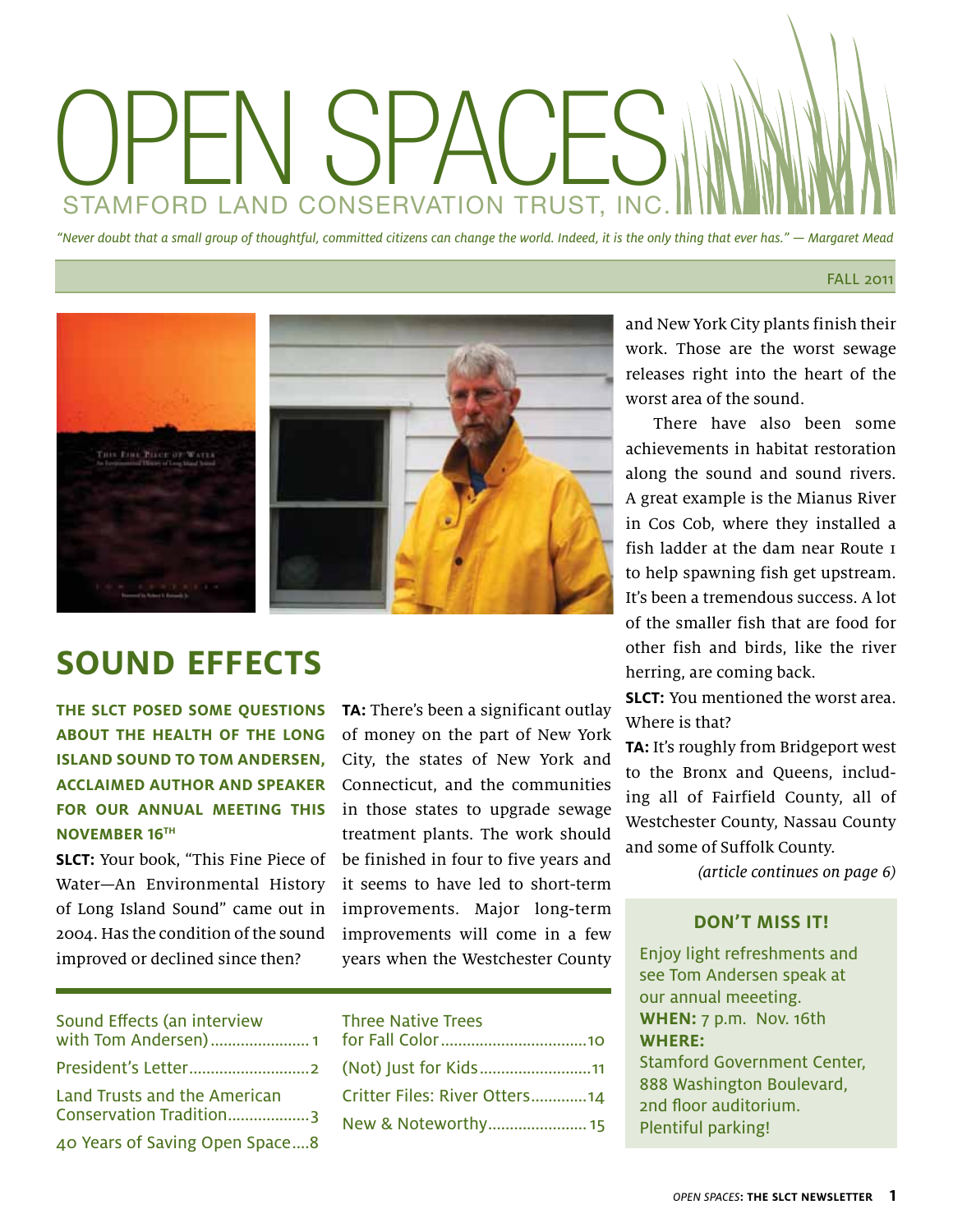# OPEN SPACES

STAMFORD LAND CONSERVATION TRUST, INC.

*"Never doubt that a small group of thoughtful, committed citizens can change the world. Indeed, it is the only thing that ever has." — Margaret Mead*

FALL 2011

## SOUND EFFECTS

**THE SLCT POSED SOME QUESTIONS ABOUT THE HEALTH OF THE LONG ISLAND SOUND TO TOM ANDERSEN, ACCLAIMED AUTHOR AND SPEAKER FOR OUR ANNUAL MEETING THIS NOVEMBER 16TH**

**SLCT:** Your book, "This Fine Piece of Water—An Environmental History of Long Island Sound" came out in 2004. Has the condition of the sound improved or declined since then?

**TA:** There's been a significant outlay of money on the part of New York City, the states of New York and Connecticut, and the communities in those states to upgrade sewage treatment plants. The work should be finished in four to five years and it seems to have led to short-term improvements. Major long-term improvements will come in a few years when the Westchester County and New York City plants finish their work. Those are the worst sewage releases right into the heart of the worst area of the sound.

There have also been some achievements in habitat restoration along the sound and sound rivers. A great example is the Mianus River in Cos Cob, where they installed a fish ladder at the dam near Route 1 to help spawning fish get upstream. It's been a tremendous success. A lot of the smaller fish that are food for other fish and birds, like the river herring, are coming back.

**SLCT:** You mentioned the worst area. Where is that?

**TA:** It's roughly from Bridgeport west to the Bronx and Queens, including all of Fairfield County, all of Westchester County, Nassau County and some of Suffolk County.

*(article continues on page 6)*

### DON'T MISS IT!

Enjoy light refreshments and see Tom Andersen speak at our annual meeeting.
**WHEN:** 7 p.m. Nov. 16th
**WHERE:**
Stamford Government Center, 888 Washington Boulevard, 2nd floor auditorium.
Plentiful parking!

---

- Sound Effects (an interview with Tom Andersen) ........ 1
- President's Letter ........ 2
- Land Trusts and the American Conservation Tradition ........ 3
- 40 Years of Saving Open Space ........ 8
- Three Native Trees for Fall Color ........ 10
- (Not) Just for Kids ........ 11
- Critter Files: River Otters ........ 14
- New & Noteworthy ........ 15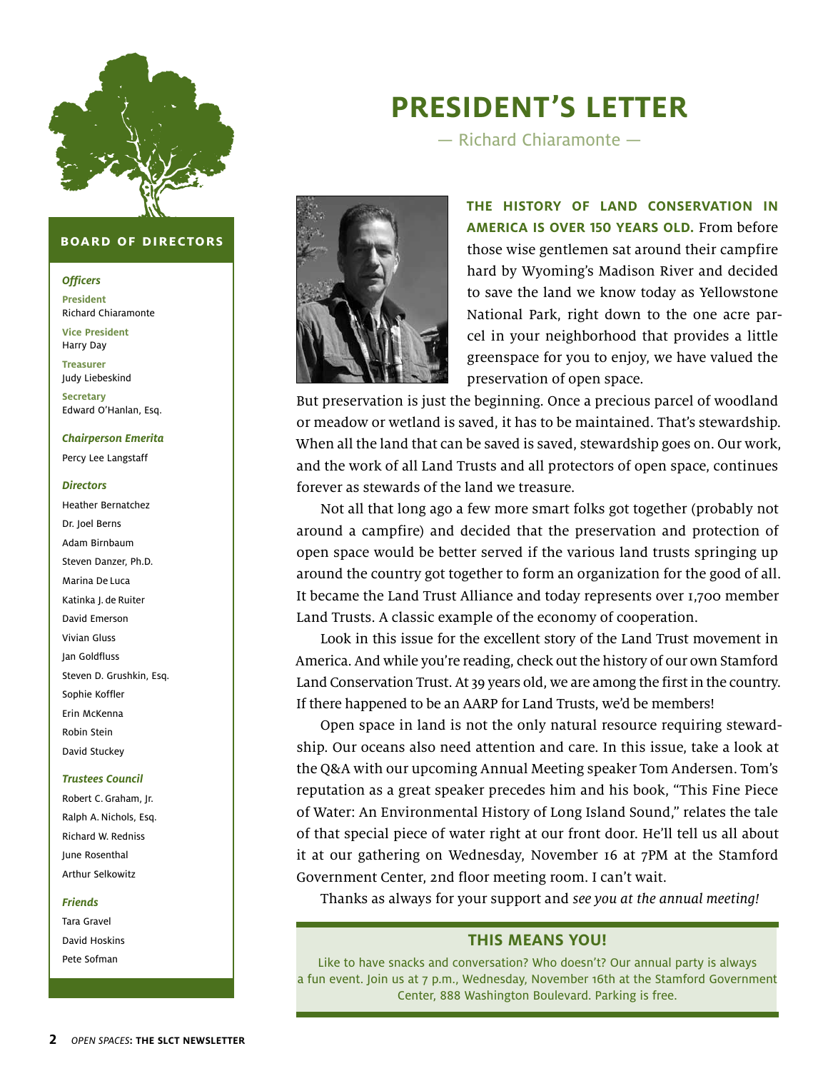## BOARD OF DIRECTORS

***Officers***

**President**
Richard Chiaramonte

**Vice President**
Harry Day

**Treasurer**
Judy Liebeskind

**Secretary**
Edward O'Hanlan, Esq.

***Chairperson Emerita***

Percy Lee Langstaff

***Directors***

Heather Bernatchez
Dr. Joel Berns
Adam Birnbaum
Steven Danzer, Ph.D.
Marina De Luca
Katinka J. de Ruiter
David Emerson
Vivian Gluss
Jan Goldfluss
Steven D. Grushkin, Esq.
Sophie Koffler
Erin McKenna
Robin Stein
David Stuckey

***Trustees Council***

Robert C. Graham, Jr.
Ralph A. Nichols, Esq.
Richard W. Redniss
June Rosenthal
Arthur Selkowitz

***Friends***

Tara Gravel
David Hoskins
Pete Sofman

# PRESIDENT'S LETTER

— Richard Chiaramonte —

**THE HISTORY OF LAND CONSERVATION IN AMERICA IS OVER 150 YEARS OLD.** From before those wise gentlemen sat around their campfire hard by Wyoming's Madison River and decided to save the land we know today as Yellowstone National Park, right down to the one acre parcel in your neighborhood that provides a little greenspace for you to enjoy, we have valued the preservation of open space.

But preservation is just the beginning. Once a precious parcel of woodland or meadow or wetland is saved, it has to be maintained. That's stewardship. When all the land that can be saved is saved, stewardship goes on. Our work, and the work of all Land Trusts and all protectors of open space, continues forever as stewards of the land we treasure.

Not all that long ago a few more smart folks got together (probably not around a campfire) and decided that the preservation and protection of open space would be better served if the various land trusts springing up around the country got together to form an organization for the good of all. It became the Land Trust Alliance and today represents over 1,700 member Land Trusts. A classic example of the economy of cooperation.

Look in this issue for the excellent story of the Land Trust movement in America. And while you're reading, check out the history of our own Stamford Land Conservation Trust. At 39 years old, we are among the first in the country. If there happened to be an AARP for Land Trusts, we'd be members!

Open space in land is not the only natural resource requiring stewardship. Our oceans also need attention and care. In this issue, take a look at the Q&A with our upcoming Annual Meeting speaker Tom Andersen. Tom's reputation as a great speaker precedes him and his book, "This Fine Piece of Water: An Environmental History of Long Island Sound," relates the tale of that special piece of water right at our front door. He'll tell us all about it at our gathering on Wednesday, November 16 at 7PM at the Stamford Government Center, 2nd floor meeting room. I can't wait.

Thanks as always for your support and *see you at the annual meeting!*

### THIS MEANS YOU!

Like to have snacks and conversation? Who doesn't? Our annual party is always a fun event. Join us at 7 p.m., Wednesday, November 16th at the Stamford Government Center, 888 Washington Boulevard. Parking is free.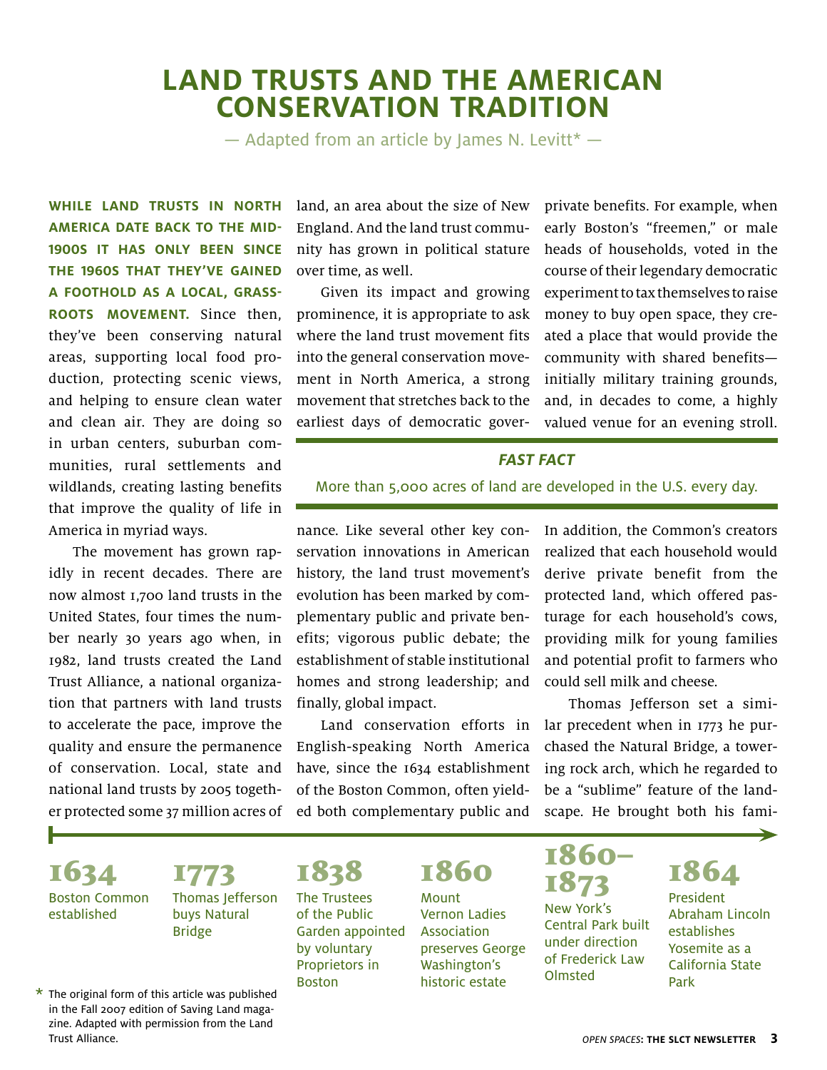# LAND TRUSTS AND THE AMERICAN CONSERVATION TRADITION

— Adapted from an article by James N. Levitt* —

**WHILE LAND TRUSTS IN NORTH AMERICA DATE BACK TO THE MID-1900S IT HAS ONLY BEEN SINCE THE 1960S THAT THEY'VE GAINED A FOOTHOLD AS A LOCAL, GRASSROOTS MOVEMENT.** Since then, they've been conserving natural areas, supporting local food production, protecting scenic views, and helping to ensure clean water and clean air. They are doing so in urban centers, suburban communities, rural settlements and wildlands, creating lasting benefits that improve the quality of life in America in myriad ways.

The movement has grown rapidly in recent decades. There are now almost 1,700 land trusts in the United States, four times the number nearly 30 years ago when, in 1982, land trusts created the Land Trust Alliance, a national organization that partners with land trusts to accelerate the pace, improve the quality and ensure the permanence of conservation. Local, state and national land trusts by 2005 together protected some 37 million acres of land, an area about the size of New England. And the land trust community has grown in political stature over time, as well.

Given its impact and growing prominence, it is appropriate to ask where the land trust movement fits into the general conservation movement in North America, a strong movement that stretches back to the earliest days of democratic governance. Like several other key conservation innovations in American history, the land trust movement's evolution has been marked by complementary public and private benefits; vigorous public debate; the establishment of stable institutional homes and strong leadership; and finally, global impact.

Land conservation efforts in English-speaking North America have, since the 1634 establishment of the Boston Common, often yielded both complementary public and private benefits. For example, when early Boston's "freemen," or male heads of households, voted in the course of their legendary democratic experiment to tax themselves to raise money to buy open space, they created a place that would provide the community with shared benefits—initially military training grounds, and, in decades to come, a highly valued venue for an evening stroll.

***FAST FACT***

More than 5,000 acres of land are developed in the U.S. every day.

In addition, the Common's creators realized that each household would derive private benefit from the protected land, which offered pasturage for each household's cows, providing milk for young families and potential profit to farmers who could sell milk and cheese.

Thomas Jefferson set a similar precedent when in 1773 he purchased the Natural Bridge, a towering rock arch, which he regarded to be a "sublime" feature of the landscape. He brought both his fami-

**1634**
Boston Common established

**1773**
Thomas Jefferson buys Natural Bridge

**1838**
The Trustees of the Public Garden appointed by voluntary Proprietors in Boston

**1860**
Mount Vernon Ladies Association preserves George Washington's historic estate

**1860–1873**
New York's Central Park built under direction of Frederick Law Olmsted

**1864**
President Abraham Lincoln establishes Yosemite as a California State Park

* The original form of this article was published in the Fall 2007 edition of Saving Land magazine. Adapted with permission from the Land Trust Alliance.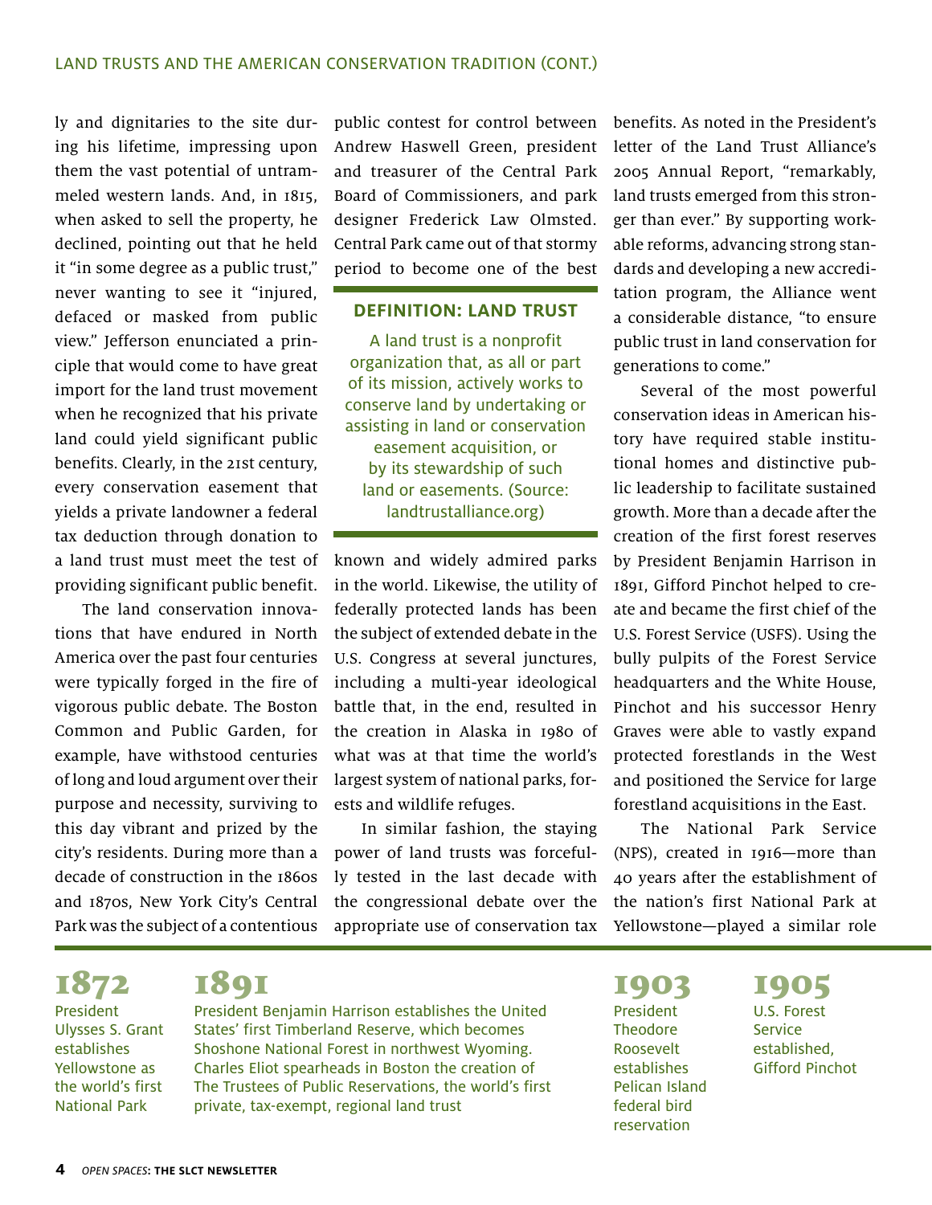ly and dignitaries to the site during his lifetime, impressing upon them the vast potential of untrammeled western lands. And, in 1815, when asked to sell the property, he declined, pointing out that he held it "in some degree as a public trust," never wanting to see it "injured, defaced or masked from public view." Jefferson enunciated a principle that would come to have great import for the land trust movement when he recognized that his private land could yield significant public benefits. Clearly, in the 21st century, every conservation easement that yields a private landowner a federal tax deduction through donation to a land trust must meet the test of providing significant public benefit.

The land conservation innovations that have endured in North America over the past four centuries were typically forged in the fire of vigorous public debate. The Boston Common and Public Garden, for example, have withstood centuries of long and loud argument over their purpose and necessity, surviving to this day vibrant and prized by the city's residents. During more than a decade of construction in the 1860s and 1870s, New York City's Central Park was the subject of a contentious public contest for control between Andrew Haswell Green, president and treasurer of the Central Park Board of Commissioners, and park designer Frederick Law Olmsted. Central Park came out of that stormy period to become one of the best known and widely admired parks in the world. Likewise, the utility of federally protected lands has been the subject of extended debate in the U.S. Congress at several junctures, including a multi-year ideological battle that, in the end, resulted in the creation in Alaska in 1980 of what was at that time the world's largest system of national parks, forests and wildlife refuges.

### DEFINITION: LAND TRUST

A land trust is a nonprofit organization that, as all or part of its mission, actively works to conserve land by undertaking or assisting in land or conservation easement acquisition, or by its stewardship of such land or easements. (Source: landtrustalliance.org)

In similar fashion, the staying power of land trusts was forcefully tested in the last decade with the congressional debate over the appropriate use of conservation tax benefits. As noted in the President's letter of the Land Trust Alliance's 2005 Annual Report, "remarkably, land trusts emerged from this stronger than ever." By supporting workable reforms, advancing strong standards and developing a new accreditation program, the Alliance went a considerable distance, "to ensure public trust in land conservation for generations to come."

Several of the most powerful conservation ideas in American history have required stable institutional homes and distinctive public leadership to facilitate sustained growth. More than a decade after the creation of the first forest reserves by President Benjamin Harrison in 1891, Gifford Pinchot helped to create and became the first chief of the U.S. Forest Service (USFS). Using the bully pulpits of the Forest Service headquarters and the White House, Pinchot and his successor Henry Graves were able to vastly expand protected forestlands in the West and positioned the Service for large forestland acquisitions in the East.

The National Park Service (NPS), created in 1916—more than 40 years after the establishment of the nation's first National Park at Yellowstone—played a similar role

**1872**
President Ulysses S. Grant establishes Yellowstone as the world's first National Park

**1891**
President Benjamin Harrison establishes the United States' first Timberland Reserve, which becomes Shoshone National Forest in northwest Wyoming. Charles Eliot spearheads in Boston the creation of The Trustees of Public Reservations, the world's first private, tax-exempt, regional land trust

**1903**
President Theodore Roosevelt establishes Pelican Island federal bird reservation

**1905**
U.S. Forest Service established, Gifford Pinchot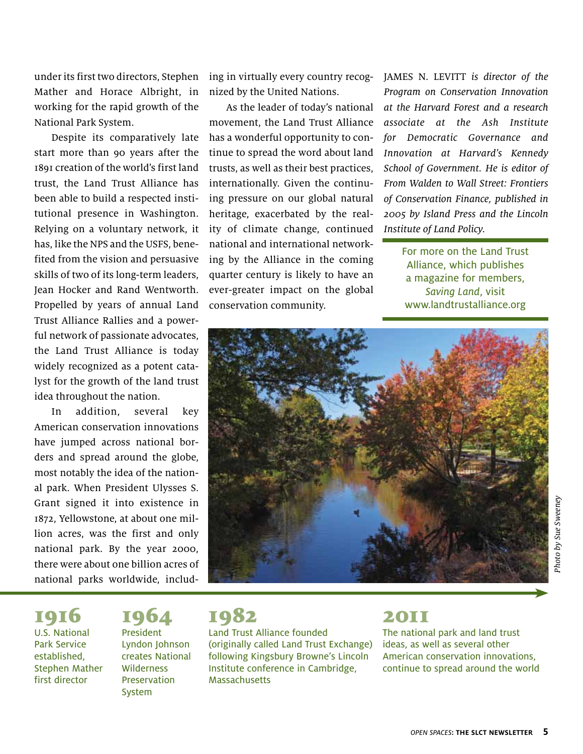under its first two directors, Stephen Mather and Horace Albright, in working for the rapid growth of the National Park System.

Despite its comparatively late start more than 90 years after the 1891 creation of the world's first land trust, the Land Trust Alliance has been able to build a respected institutional presence in Washington. Relying on a voluntary network, it has, like the NPS and the USFS, benefited from the vision and persuasive skills of two of its long-term leaders, Jean Hocker and Rand Wentworth. Propelled by years of annual Land Trust Alliance Rallies and a powerful network of passionate advocates, the Land Trust Alliance is today widely recognized as a potent catalyst for the growth of the land trust idea throughout the nation.

In addition, several key American conservation innovations have jumped across national borders and spread around the globe, most notably the idea of the national park. When President Ulysses S. Grant signed it into existence in 1872, Yellowstone, at about one million acres, was the first and only national park. By the year 2000, there were about one billion acres of national parks worldwide, including in virtually every country recognized by the United Nations.

As the leader of today's national movement, the Land Trust Alliance has a wonderful opportunity to continue to spread the word about land trusts, as well as their best practices, internationally. Given the continuing pressure on our global natural heritage, exacerbated by the reality of climate change, continued national and international networking by the Alliance in the coming quarter century is likely to have an ever-greater impact on the global conservation community.

JAMES N. LEVITT *is director of the Program on Conservation Innovation at the Harvard Forest and a research associate at the Ash Institute for Democratic Governance and Innovation at Harvard's Kennedy School of Government. He is editor of From Walden to Wall Street: Frontiers of Conservation Finance, published in 2005 by Island Press and the Lincoln Institute of Land Policy.*

For more on the Land Trust Alliance, which publishes a magazine for members, *Saving Land*, visit www.landtrustalliance.org

*Photo by Sue Sweeney*

**1916**
U.S. National Park Service established, Stephen Mather first director

**1964**
President Lyndon Johnson creates National Wilderness Preservation System

**1982**
Land Trust Alliance founded (originally called Land Trust Exchange) following Kingsbury Browne's Lincoln Institute conference in Cambridge, Massachusetts

**2011**
The national park and land trust ideas, as well as several other American conservation innovations, continue to spread around the world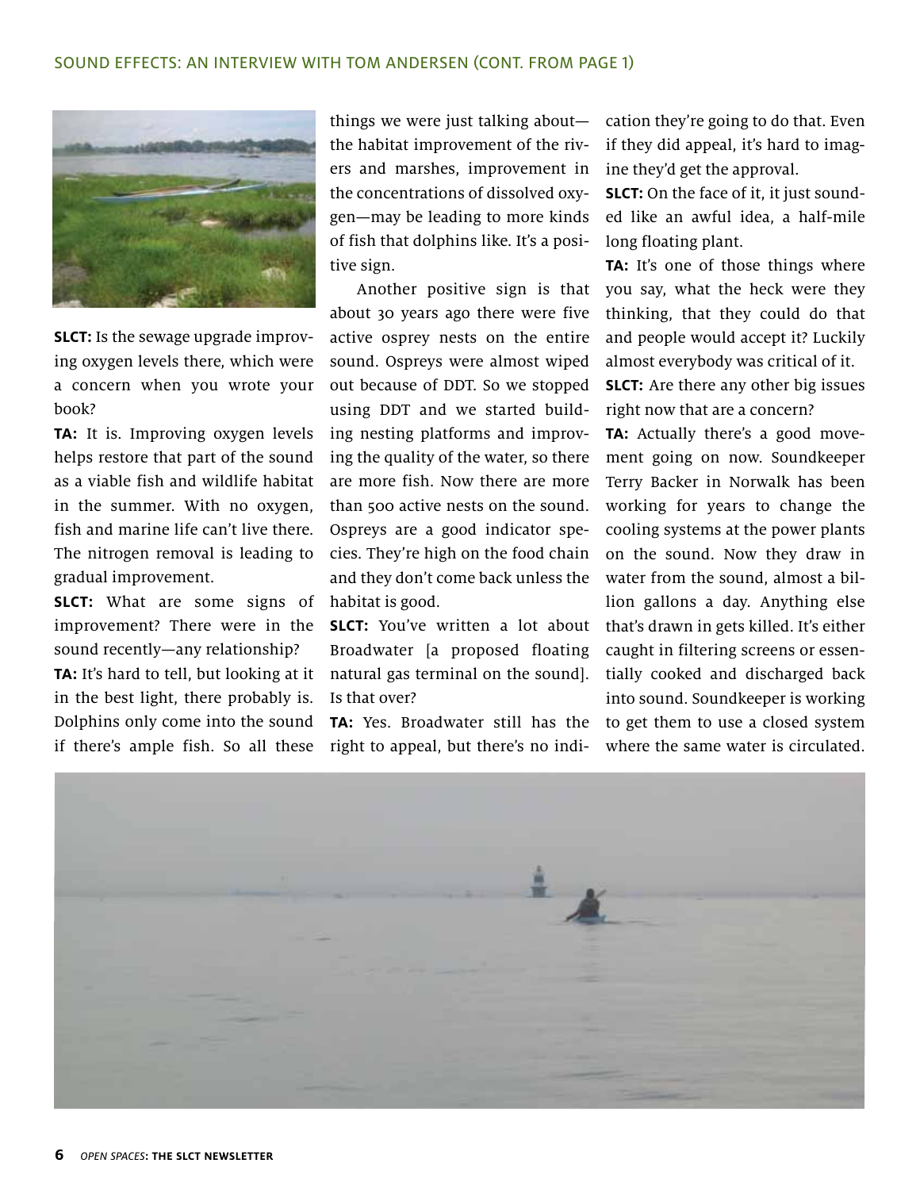## SOUND EFFECTS: AN INTERVIEW WITH TOM ANDERSEN (CONT. FROM PAGE 1)

**SLCT:** Is the sewage upgrade improving oxygen levels there, which were a concern when you wrote your book?

**TA:** It is. Improving oxygen levels helps restore that part of the sound as a viable fish and wildlife habitat in the summer. With no oxygen, fish and marine life can't live there. The nitrogen removal is leading to gradual improvement.

**SLCT:** What are some signs of improvement? There were in the sound recently—any relationship?

**TA:** It's hard to tell, but looking at it in the best light, there probably is. Dolphins only come into the sound if there's ample fish. So all these things we were just talking about—the habitat improvement of the rivers and marshes, improvement in the concentrations of dissolved oxygen—may be leading to more kinds of fish that dolphins like. It's a positive sign.

Another positive sign is that about 30 years ago there were five active osprey nests on the entire sound. Ospreys were almost wiped out because of DDT. So we stopped using DDT and we started building nesting platforms and improving the quality of the water, so there are more fish. Now there are more than 500 active nests on the sound. Ospreys are a good indicator species. They're high on the food chain and they don't come back unless the habitat is good.

**SLCT:** You've written a lot about Broadwater [a proposed floating natural gas terminal on the sound]. Is that over?

**TA:** Yes. Broadwater still has the right to appeal, but there's no indication they're going to do that. Even if they did appeal, it's hard to imagine they'd get the approval.

**SLCT:** On the face of it, it just sounded like an awful idea, a half-mile long floating plant.

**TA:** It's one of those things where you say, what the heck were they thinking, that they could do that and people would accept it? Luckily almost everybody was critical of it.

**SLCT:** Are there any other big issues right now that are a concern?

**TA:** Actually there's a good movement going on now. Soundkeeper Terry Backer in Norwalk has been working for years to change the cooling systems at the power plants on the sound. Now they draw in water from the sound, almost a billion gallons a day. Anything else that's drawn in gets killed. It's either caught in filtering screens or essentially cooked and discharged back into sound. Soundkeeper is working to get them to use a closed system where the same water is circulated.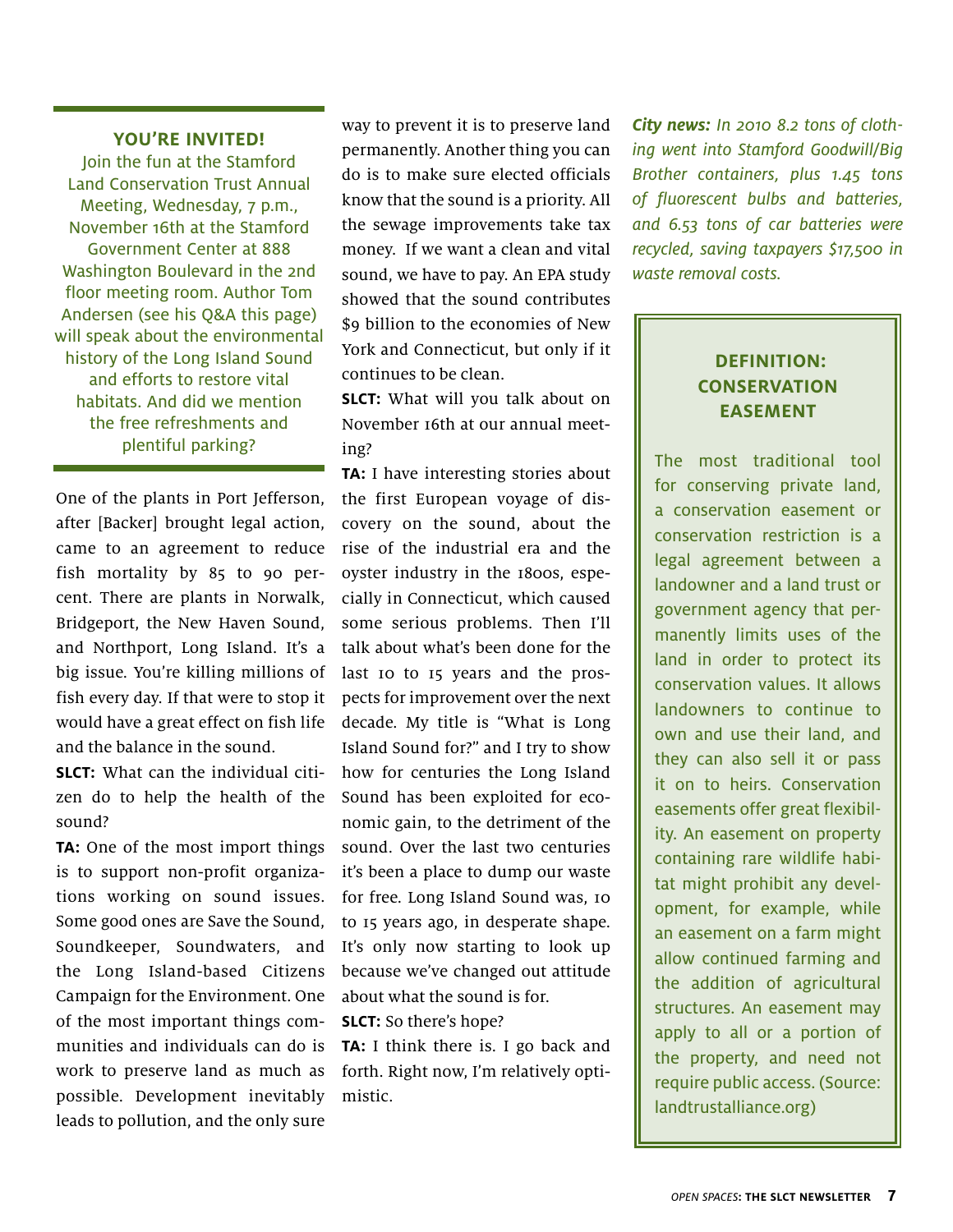## YOU'RE INVITED!

Join the fun at the Stamford Land Conservation Trust Annual Meeting, Wednesday, 7 p.m., November 16th at the Stamford Government Center at 888 Washington Boulevard in the 2nd floor meeting room. Author Tom Andersen (see his Q&A this page) will speak about the environmental history of the Long Island Sound and efforts to restore vital habitats. And did we mention the free refreshments and plentiful parking?

One of the plants in Port Jefferson, after [Backer] brought legal action, came to an agreement to reduce fish mortality by 85 to 90 percent. There are plants in Norwalk, Bridgeport, the New Haven Sound, and Northport, Long Island. It's a big issue. You're killing millions of fish every day. If that were to stop it would have a great effect on fish life and the balance in the sound.

**SLCT:** What can the individual citizen do to help the health of the sound?

**TA:** One of the most import things is to support non-profit organizations working on sound issues. Some good ones are Save the Sound, Soundkeeper, Soundwaters, and the Long Island-based Citizens Campaign for the Environment. One of the most important things communities and individuals can do is work to preserve land as much as possible. Development inevitably leads to pollution, and the only sure way to prevent it is to preserve land permanently. Another thing you can do is to make sure elected officials know that the sound is a priority. All the sewage improvements take tax money. If we want a clean and vital sound, we have to pay. An EPA study showed that the sound contributes $9 billion to the economies of New York and Connecticut, but only if it continues to be clean.

**SLCT:** What will you talk about on November 16th at our annual meeting?

**TA:** I have interesting stories about the first European voyage of discovery on the sound, about the rise of the industrial era and the oyster industry in the 1800s, especially in Connecticut, which caused some serious problems. Then I'll talk about what's been done for the last 10 to 15 years and the prospects for improvement over the next decade. My title is "What is Long Island Sound for?" and I try to show how for centuries the Long Island Sound has been exploited for economic gain, to the detriment of the sound. Over the last two centuries it's been a place to dump our waste for free. Long Island Sound was, 10 to 15 years ago, in desperate shape. It's only now starting to look up because we've changed out attitude about what the sound is for.

**SLCT:** So there's hope?

**TA:** I think there is. I go back and forth. Right now, I'm relatively optimistic.

***City news:*** *In 2010 8.2 tons of clothing went into Stamford Goodwill/Big Brother containers, plus 1.45 tons of fluorescent bulbs and batteries, and 6.53 tons of car batteries were recycled, saving taxpayers $17,500 in waste removal costs.*

## DEFINITION: CONSERVATION EASEMENT

The most traditional tool for conserving private land, a conservation easement or conservation restriction is a legal agreement between a landowner and a land trust or government agency that permanently limits uses of the land in order to protect its conservation values. It allows landowners to continue to own and use their land, and they can also sell it or pass it on to heirs. Conservation easements offer great flexibility. An easement on property containing rare wildlife habitat might prohibit any development, for example, while an easement on a farm might allow continued farming and the addition of agricultural structures. An easement may apply to all or a portion of the property, and need not require public access. (Source: landtrustalliance.org)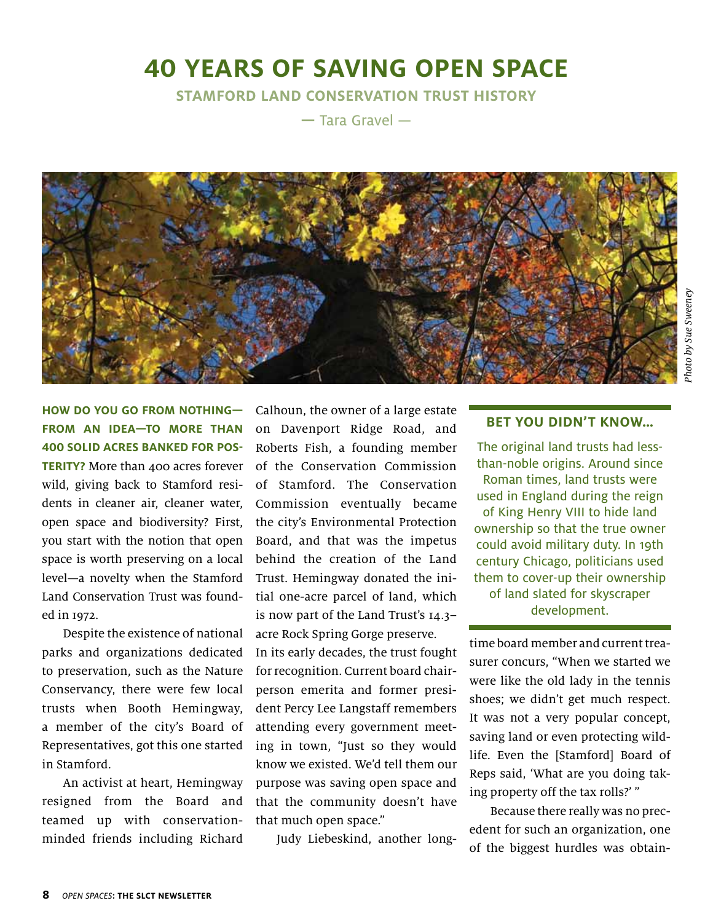# 40 YEARS OF SAVING OPEN SPACE

## STAMFORD LAND CONSERVATION TRUST HISTORY

— Tara Gravel —

*Photo by Sue Sweeney*

**HOW DO YOU GO FROM NOTHING—FROM AN IDEA—TO MORE THAN 400 SOLID ACRES BANKED FOR POSTERITY?** More than 400 acres forever wild, giving back to Stamford residents in cleaner air, cleaner water, open space and biodiversity? First, you start with the notion that open space is worth preserving on a local level—a novelty when the Stamford Land Conservation Trust was founded in 1972.

Despite the existence of national parks and organizations dedicated to preservation, such as the Nature Conservancy, there were few local trusts when Booth Hemingway, a member of the city's Board of Representatives, got this one started in Stamford.

An activist at heart, Hemingway resigned from the Board and teamed up with conservation-minded friends including Richard Calhoun, the owner of a large estate on Davenport Ridge Road, and Roberts Fish, a founding member of the Conservation Commission of Stamford. The Conservation Commission eventually became the city's Environmental Protection Board, and that was the impetus behind the creation of the Land Trust. Hemingway donated the initial one-acre parcel of land, which is now part of the Land Trust's 14.3–acre Rock Spring Gorge preserve.

In its early decades, the trust fought for recognition. Current board chairperson emerita and former president Percy Lee Langstaff remembers attending every government meeting in town, "Just so they would know we existed. We'd tell them our purpose was saving open space and that the community doesn't have that much open space."

Judy Liebeskind, another longtime board member and current treasurer concurs, "When we started we were like the old lady in the tennis shoes; we didn't get much respect. It was not a very popular concept, saving land or even protecting wildlife. Even the [Stamford] Board of Reps said, 'What are you doing taking property off the tax rolls?' "

Because there really was no precedent for such an organization, one of the biggest hurdles was obtain-

### BET YOU DIDN'T KNOW…

The original land trusts had less-than-noble origins. Around since Roman times, land trusts were used in England during the reign of King Henry VIII to hide land ownership so that the true owner could avoid military duty. In 19th century Chicago, politicians used them to cover-up their ownership of land slated for skyscraper development.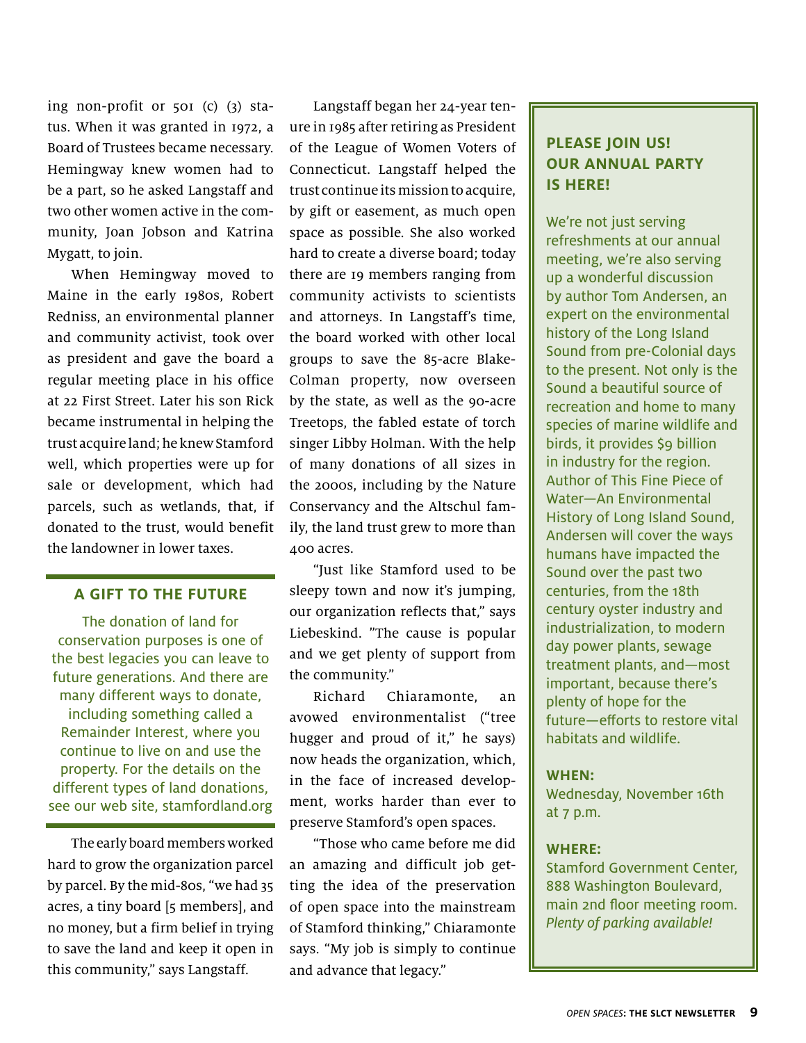ing non-profit or 501 (c) (3) status. When it was granted in 1972, a Board of Trustees became necessary. Hemingway knew women had to be a part, so he asked Langstaff and two other women active in the community, Joan Jobson and Katrina Mygatt, to join.

When Hemingway moved to Maine in the early 1980s, Robert Redniss, an environmental planner and community activist, took over as president and gave the board a regular meeting place in his office at 22 First Street. Later his son Rick became instrumental in helping the trust acquire land; he knew Stamford well, which properties were up for sale or development, which had parcels, such as wetlands, that, if donated to the trust, would benefit the landowner in lower taxes.

### A GIFT TO THE FUTURE

The donation of land for conservation purposes is one of the best legacies you can leave to future generations. And there are many different ways to donate, including something called a Remainder Interest, where you continue to live on and use the property. For the details on the different types of land donations, see our web site, stamfordland.org

The early board members worked hard to grow the organization parcel by parcel. By the mid-80s, "we had 35 acres, a tiny board [5 members], and no money, but a firm belief in trying to save the land and keep it open in this community," says Langstaff.

Langstaff began her 24-year tenure in 1985 after retiring as President of the League of Women Voters of Connecticut. Langstaff helped the trust continue its mission to acquire, by gift or easement, as much open space as possible. She also worked hard to create a diverse board; today there are 19 members ranging from community activists to scientists and attorneys. In Langstaff's time, the board worked with other local groups to save the 85-acre Blake-Colman property, now overseen by the state, as well as the 90-acre Treetops, the fabled estate of torch singer Libby Holman. With the help of many donations of all sizes in the 2000s, including by the Nature Conservancy and the Altschul family, the land trust grew to more than 400 acres.

"Just like Stamford used to be sleepy town and now it's jumping, our organization reflects that," says Liebeskind. "The cause is popular and we get plenty of support from the community."

Richard Chiaramonte, an avowed environmentalist ("tree hugger and proud of it," he says) now heads the organization, which, in the face of increased development, works harder than ever to preserve Stamford's open spaces.

"Those who came before me did an amazing and difficult job getting the idea of the preservation of open space into the mainstream of Stamford thinking," Chiaramonte says. "My job is simply to continue and advance that legacy."

### PLEASE JOIN US! OUR ANNUAL PARTY IS HERE!

We're not just serving refreshments at our annual meeting, we're also serving up a wonderful discussion by author Tom Andersen, an expert on the environmental history of the Long Island Sound from pre-Colonial days to the present. Not only is the Sound a beautiful source of recreation and home to many species of marine wildlife and birds, it provides $9 billion in industry for the region. Author of This Fine Piece of Water—An Environmental History of Long Island Sound, Andersen will cover the ways humans have impacted the Sound over the past two centuries, from the 18th century oyster industry and industrialization, to modern day power plants, sewage treatment plants, and—most important, because there's plenty of hope for the future—efforts to restore vital habitats and wildlife.

**WHEN:**
Wednesday, November 16th at 7 p.m.

**WHERE:**
Stamford Government Center, 888 Washington Boulevard, main 2nd floor meeting room. *Plenty of parking available!*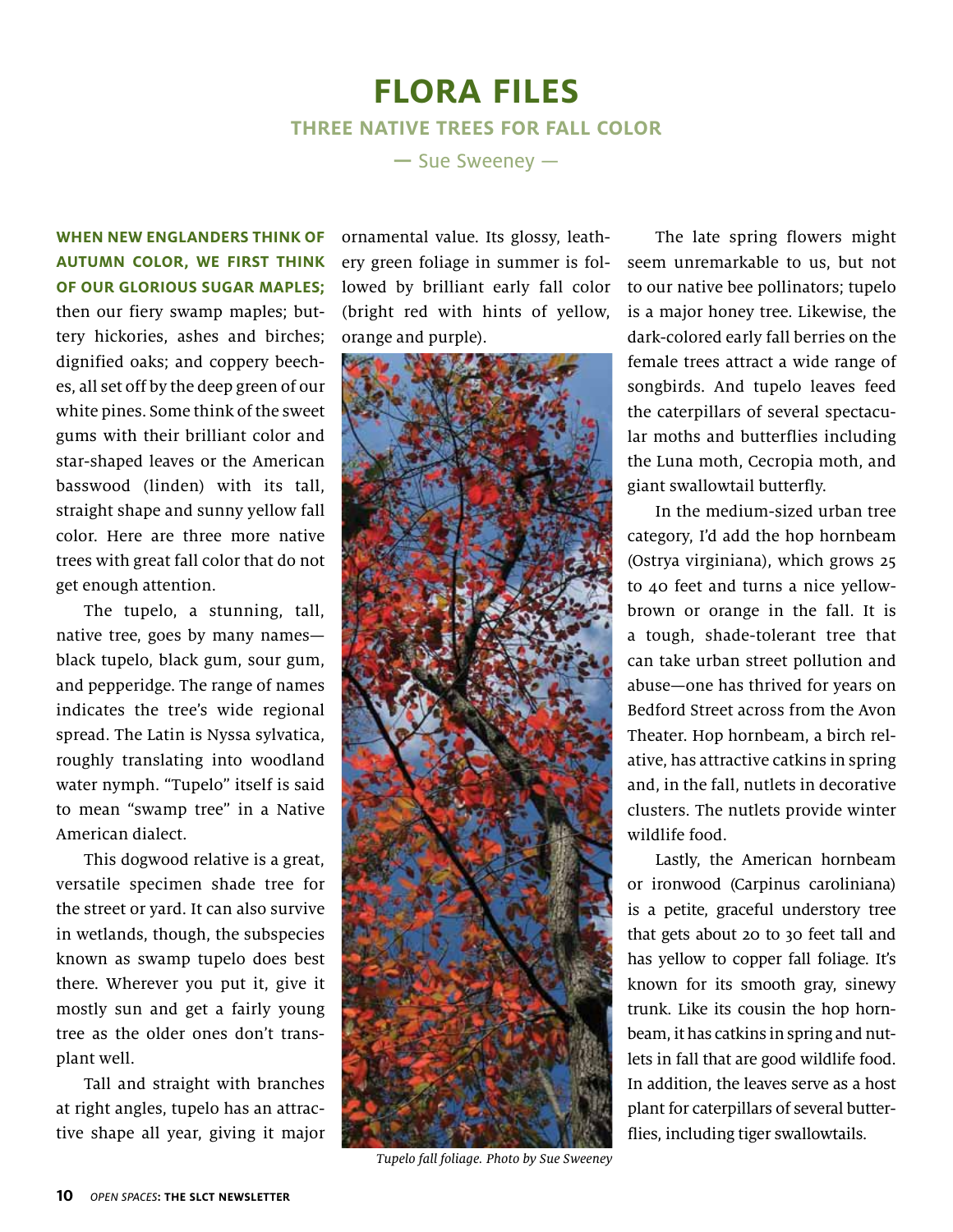# FLORA FILES

## THREE NATIVE TREES FOR FALL COLOR

— Sue Sweeney —

**WHEN NEW ENGLANDERS THINK OF AUTUMN COLOR, WE FIRST THINK OF OUR GLORIOUS SUGAR MAPLES;** then our fiery swamp maples; buttery hickories, ashes and birches; dignified oaks; and coppery beeches, all set off by the deep green of our white pines. Some think of the sweet gums with their brilliant color and star-shaped leaves or the American basswood (linden) with its tall, straight shape and sunny yellow fall color. Here are three more native trees with great fall color that do not get enough attention.

The tupelo, a stunning, tall, native tree, goes by many names—black tupelo, black gum, sour gum, and pepperidge. The range of names indicates the tree's wide regional spread. The Latin is Nyssa sylvatica, roughly translating into woodland water nymph. "Tupelo" itself is said to mean "swamp tree" in a Native American dialect.

This dogwood relative is a great, versatile specimen shade tree for the street or yard. It can also survive in wetlands, though, the subspecies known as swamp tupelo does best there. Wherever you put it, give it mostly sun and get a fairly young tree as the older ones don't transplant well.

Tall and straight with branches at right angles, tupelo has an attractive shape all year, giving it major ornamental value. Its glossy, leathery green foliage in summer is followed by brilliant early fall color (bright red with hints of yellow, orange and purple).

*Tupelo fall foliage. Photo by Sue Sweeney*

The late spring flowers might seem unremarkable to us, but not to our native bee pollinators; tupelo is a major honey tree. Likewise, the dark-colored early fall berries on the female trees attract a wide range of songbirds. And tupelo leaves feed the caterpillars of several spectacular moths and butterflies including the Luna moth, Cecropia moth, and giant swallowtail butterfly.

In the medium-sized urban tree category, I'd add the hop hornbeam (Ostrya virginiana), which grows 25 to 40 feet and turns a nice yellow-brown or orange in the fall. It is a tough, shade-tolerant tree that can take urban street pollution and abuse—one has thrived for years on Bedford Street across from the Avon Theater. Hop hornbeam, a birch relative, has attractive catkins in spring and, in the fall, nutlets in decorative clusters. The nutlets provide winter wildlife food.

Lastly, the American hornbeam or ironwood (Carpinus caroliniana) is a petite, graceful understory tree that gets about 20 to 30 feet tall and has yellow to copper fall foliage. It's known for its smooth gray, sinewy trunk. Like its cousin the hop hornbeam, it has catkins in spring and nutlets in fall that are good wildlife food. In addition, the leaves serve as a host plant for caterpillars of several butterflies, including tiger swallowtails.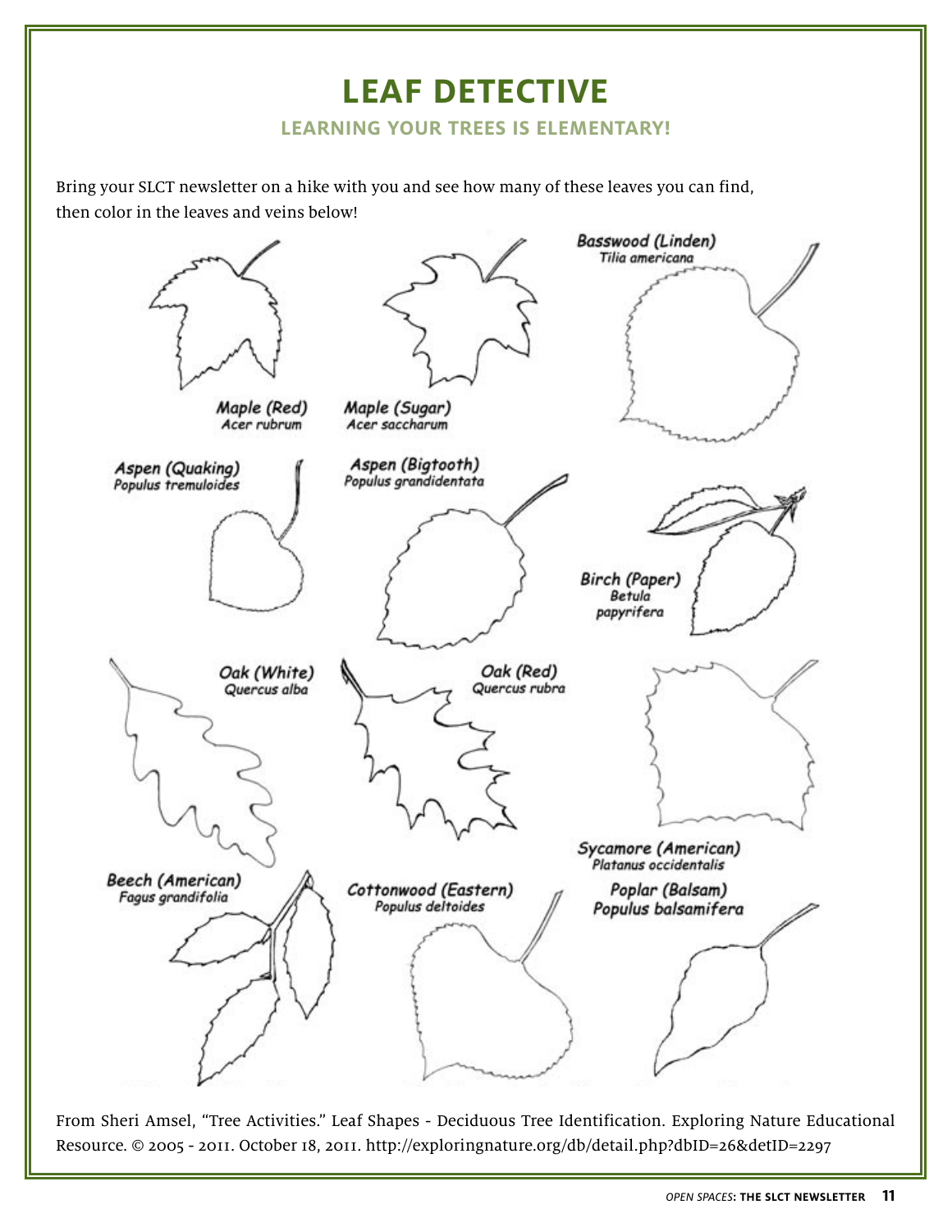# LEAF DETECTIVE

## LEARNING YOUR TREES IS ELEMENTARY!

Bring your SLCT newsletter on a hike with you and see how many of these leaves you can find, then color in the leaves and veins below!

Maple (Red)
*Acer rubrum*

Maple (Sugar)
*Acer saccharum*

Basswood (Linden)
*Tilia americana*

Aspen (Quaking)
*Populus tremuloides*

Aspen (Bigtooth)
*Populus grandidentata*

Birch (Paper)
*Betula papyrifera*

Oak (White)
*Quercus alba*

Oak (Red)
*Quercus rubra*

Sycamore (American)
*Platanus occidentalis*

Beech (American)
*Fagus grandifolia*

Cottonwood (Eastern)
*Populus deltoides*

Poplar (Balsam)
*Populus balsamifera*

From Sheri Amsel, "Tree Activities." Leaf Shapes - Deciduous Tree Identification. Exploring Nature Educational Resource. © 2005 - 2011. October 18, 2011. http://exploringnature.org/db/detail.php?dbID=26&detID=2297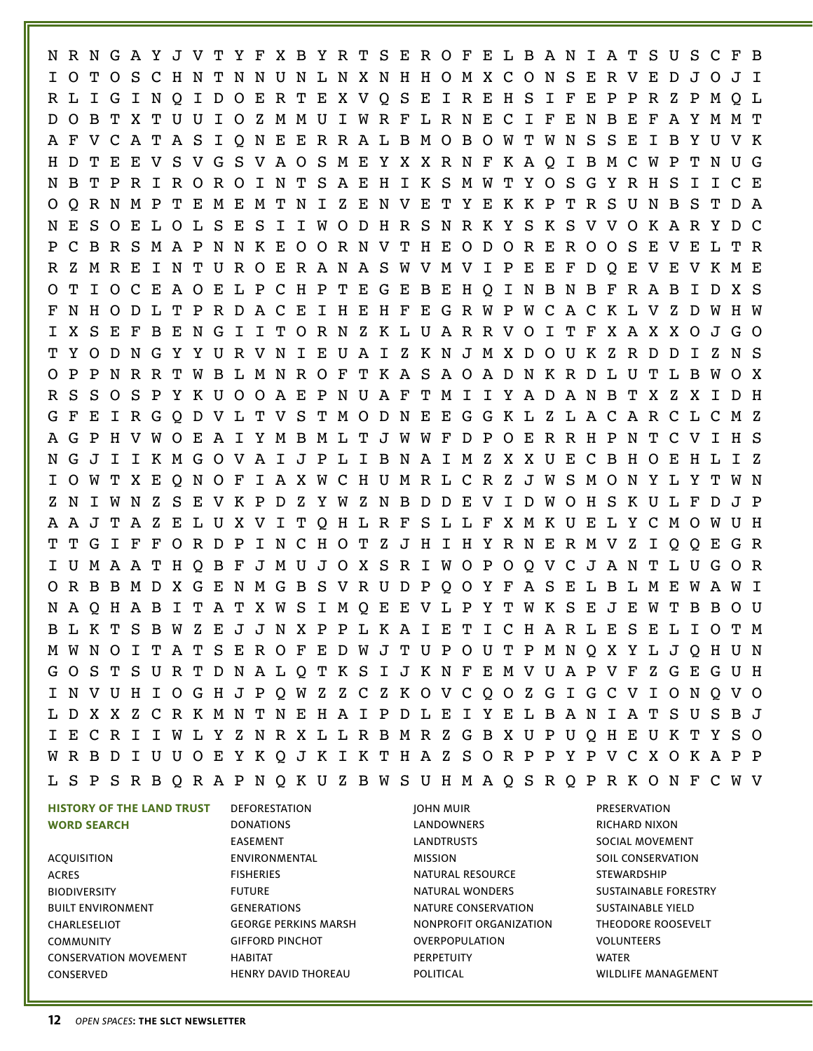```
N R N G A Y J V T Y F X B Y R T S E R O F E L B A N I A T S U S C F B
I O T O S C H N T N N U N L N X N H H O M X C O N S E R V E D J O J I
R L I G I N Q I D O E R T E X V Q S E I R E H S I F E P P R Z P M Q L
D O B T X T U U I O Z M M U I W R F L R N E C I F E N B E F A Y M M T
A F V C A T A S I Q N E E R R A L B M O B O W T W N S S E I B Y U V K
H D T E E V S V G S V A O S M E Y X X R N F K A Q I B M C W P T N U G
N B T P R I R O R O I N T S A E H I K S M W T Y O S G Y R H S I I C E
O Q R N M P T E M E M T N I Z E N V E T Y E K K P T R S U N B S T D A
N E S O E L O L S E S I I W O D H R S N R K Y S K S V V O K A R Y D C
P C B R S M A P N N K E O O R N V T H E O D O R E R O O S E V E L T R
R Z M R E I N T U R O E R A N A S W V M V I P E E F D Q E V E V K M E
O T I O C E A O E L P C H P T E G E B E H Q I N B N B F R A B I D X S
F N H O D L T P R D A C E I H E H F E G R W P W C A C K L V Z D W H W
I X S E F B E N G I I T O R N Z K L U A R R V O I T F X A X X O J G O
T Y O D N G Y Y U R V N I E U A I Z K N J M X D O U K Z R D D I Z N S
O P P N R R T W B L M N R O F T K A S A O A D N K R D L U T L B W O X
R S S O S P Y K U O O A E P N U A F T M I I Y A D A N B T X Z X I D H
G F E I R G Q D V L T V S T M O D N E E G G K L Z L A C A R C L C M Z
A G P H V W O E A I Y M B M L T J W W F D P O E R R H P N T C V I H S
N G J I I K M G O V A I J P L I B N A I M Z X X U E C B H O E H L I Z
I O W T X E Q N O F I A X W C H U M R L C R Z J W S M O N Y L Y T W N
Z N I W N Z S E V K P D Z Y W Z N B D D E V I D W O H S K U L F D J P
A A J T A Z E L U X V I T Q H L R F S L L F X M K U E L Y C M O W U H
T T G I F F O R D P I N C H O T Z J H I H Y R N E R M V Z I Q Q E G R
I U M A A T H Q B F J M U J O X S R I W O P O Q V C J A N T L U G O R
O R B B M D X G E N M G B S V R U D P Q O Y F A S E L B L M E W A W I
N A Q H A B I T A T X W S I M Q E E V L P Y T W K S E J E W T B B O U
B L K T S B W Z E J J N X P P L K A I E T I C H A R L E S E L I O T M
M W N O I T A T S E R O F E D W J T U P O U T P M N Q X Y L J Q H U N
G O S T S U R T D N A L Q T K S I J K N F E M V U A P V F Z G E G U H
I N V U H I O G H J P Q W Z Z C Z K O V C Q O Z G I G C V I O N Q V O
L D X X Z C R K M N T N E H A I P D L E I Y E L B A N I A T S U S B J
I E C R I I W L Y Z N R X L L R B M R Z G B X U P U Q H E U K T Y S O
W R B D I U U O E Y K Q J K I K T H A Z S O R P P Y P V C X O K A P P
L S P S R B Q R A P N Q K U Z B W S U H M A Q S R Q P R K O N F C W V
```

**HISTORY OF THE LAND TRUST WORD SEARCH**

ACQUISITION
ACRES
BIODIVERSITY
BUILT ENVIRONMENT
CHARLESELIOT
COMMUNITY
CONSERVATION MOVEMENT
CONSERVED
DEFORESTATION
DONATIONS
EASEMENT
ENVIRONMENTAL
FISHERIES
FUTURE
GENERATIONS
GEORGE PERKINS MARSH
GIFFORD PINCHOT
HABITAT
HENRY DAVID THOREAU
JOHN MUIR
LANDOWNERS
LANDTRUSTS
MISSION
NATURAL RESOURCE
NATURAL WONDERS
NATURE CONSERVATION
NONPROFIT ORGANIZATION
OVERPOPULATION
PERPETUITY
POLITICAL
PRESERVATION
RICHARD NIXON
SOCIAL MOVEMENT
SOIL CONSERVATION
STEWARDSHIP
SUSTAINABLE FORESTRY
SUSTAINABLE YIELD
THEODORE ROOSEVELT
VOLUNTEERS
WATER
WILDLIFE MANAGEMENT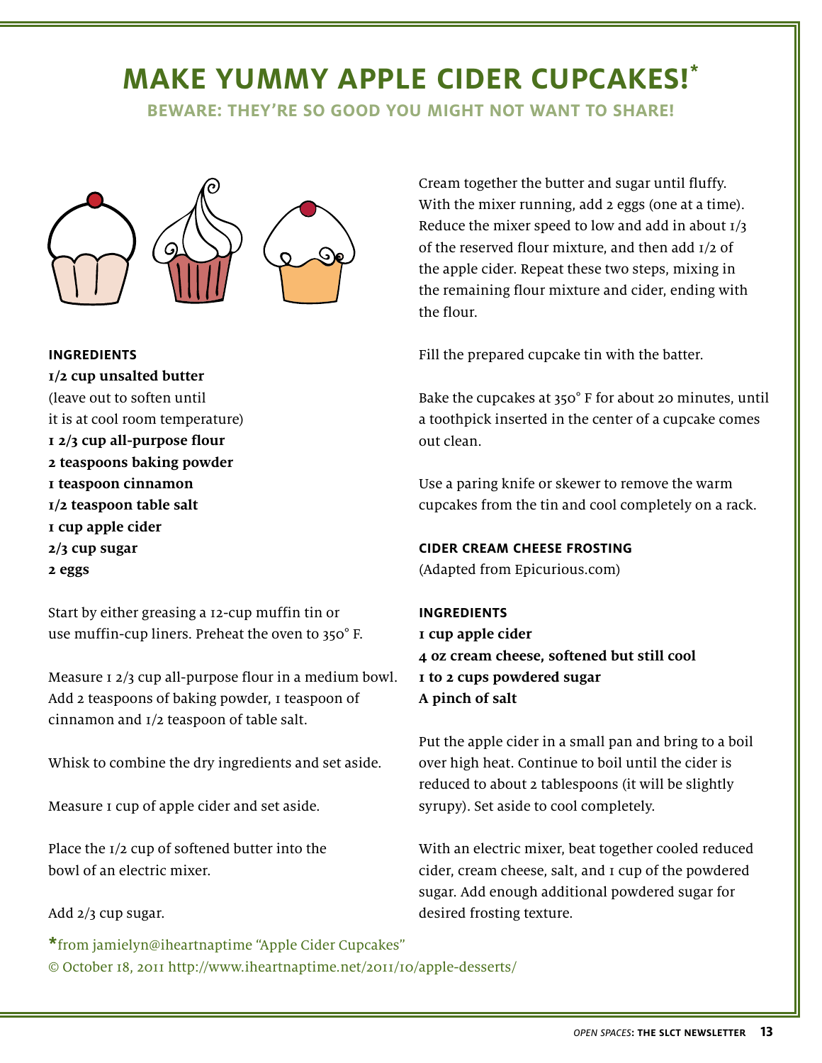# MAKE YUMMY APPLE CIDER CUPCAKES!*

## BEWARE: THEY'RE SO GOOD YOU MIGHT NOT WANT TO SHARE!

### INGREDIENTS

**1/2 cup unsalted butter**
(leave out to soften until it is at cool room temperature)
**1 2/3 cup all-purpose flour**
**2 teaspoons baking powder**
**1 teaspoon cinnamon**
**1/2 teaspoon table salt**
**1 cup apple cider**
**2/3 cup sugar**
**2 eggs**

Start by either greasing a 12-cup muffin tin or use muffin-cup liners. Preheat the oven to 350° F.

Measure 1 2/3 cup all-purpose flour in a medium bowl. Add 2 teaspoons of baking powder, 1 teaspoon of cinnamon and 1/2 teaspoon of table salt.

Whisk to combine the dry ingredients and set aside.

Measure 1 cup of apple cider and set aside.

Place the 1/2 cup of softened butter into the bowl of an electric mixer.

Add 2/3 cup sugar.

Cream together the butter and sugar until fluffy. With the mixer running, add 2 eggs (one at a time). Reduce the mixer speed to low and add in about 1/3 of the reserved flour mixture, and then add 1/2 of the apple cider. Repeat these two steps, mixing in the remaining flour mixture and cider, ending with the flour.

Fill the prepared cupcake tin with the batter.

Bake the cupcakes at 350° F for about 20 minutes, until a toothpick inserted in the center of a cupcake comes out clean.

Use a paring knife or skewer to remove the warm cupcakes from the tin and cool completely on a rack.

### CIDER CREAM CHEESE FROSTING

(Adapted from Epicurious.com)

### INGREDIENTS

**1 cup apple cider**
**4 oz cream cheese, softened but still cool**
**1 to 2 cups powdered sugar**
**A pinch of salt**

Put the apple cider in a small pan and bring to a boil over high heat. Continue to boil until the cider is reduced to about 2 tablespoons (it will be slightly syrupy). Set aside to cool completely.

With an electric mixer, beat together cooled reduced cider, cream cheese, salt, and 1 cup of the powdered sugar. Add enough additional powdered sugar for desired frosting texture.

*from jamielyn@iheartnaptime "Apple Cider Cupcakes"
© October 18, 2011 http://www.iheartnaptime.net/2011/10/apple-desserts/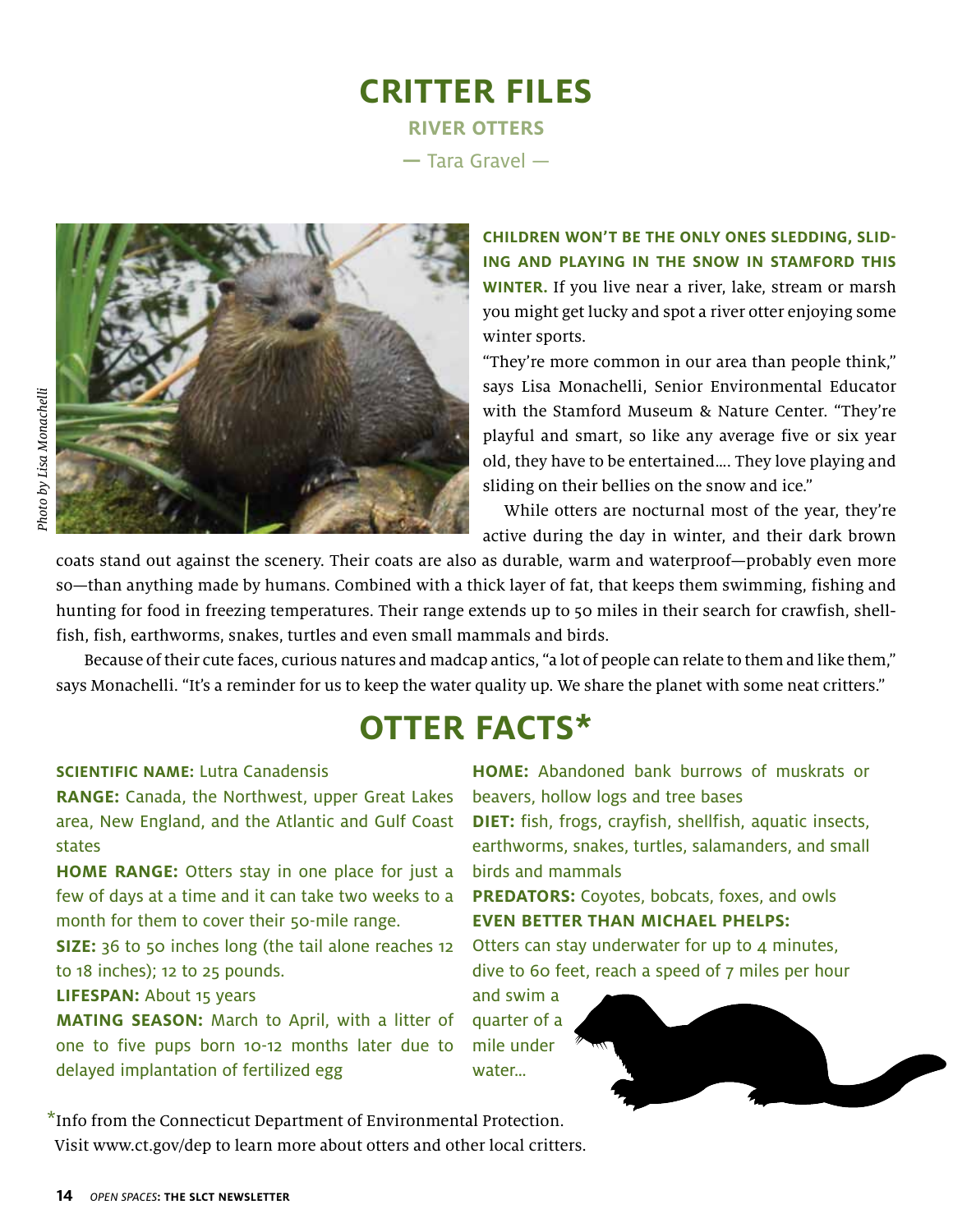# CRITTER FILES

## RIVER OTTERS

— Tara Gravel —

*Photo by Lisa Monachelli*

**CHILDREN WON'T BE THE ONLY ONES SLEDDING, SLIDING AND PLAYING IN THE SNOW IN STAMFORD THIS WINTER.** If you live near a river, lake, stream or marsh you might get lucky and spot a river otter enjoying some winter sports.

"They're more common in our area than people think," says Lisa Monachelli, Senior Environmental Educator with the Stamford Museum & Nature Center. "They're playful and smart, so like any average five or six year old, they have to be entertained…. They love playing and sliding on their bellies on the snow and ice."

While otters are nocturnal most of the year, they're active during the day in winter, and their dark brown coats stand out against the scenery. Their coats are also as durable, warm and waterproof—probably even more so—than anything made by humans. Combined with a thick layer of fat, that keeps them swimming, fishing and hunting for food in freezing temperatures. Their range extends up to 50 miles in their search for crawfish, shellfish, fish, earthworms, snakes, turtles and even small mammals and birds.

Because of their cute faces, curious natures and madcap antics, "a lot of people can relate to them and like them," says Monachelli. "It's a reminder for us to keep the water quality up. We share the planet with some neat critters."

## OTTER FACTS*

**SCIENTIFIC NAME:** Lutra Canadensis

**RANGE:** Canada, the Northwest, upper Great Lakes area, New England, and the Atlantic and Gulf Coast states

**HOME RANGE:** Otters stay in one place for just a few of days at a time and it can take two weeks to a month for them to cover their 50-mile range.

**SIZE:** 36 to 50 inches long (the tail alone reaches 12 to 18 inches); 12 to 25 pounds.

**LIFESPAN:** About 15 years

**MATING SEASON:** March to April, with a litter of one to five pups born 10-12 months later due to delayed implantation of fertilized egg

**HOME:** Abandoned bank burrows of muskrats or beavers, hollow logs and tree bases

**DIET:** fish, frogs, crayfish, shellfish, aquatic insects, earthworms, snakes, turtles, salamanders, and small birds and mammals

**PREDATORS:** Coyotes, bobcats, foxes, and owls

**EVEN BETTER THAN MICHAEL PHELPS:** Otters can stay underwater for up to 4 minutes, dive to 60 feet, reach a speed of 7 miles per hour and swim a quarter of a mile under water…

*Info from the Connecticut Department of Environmental Protection. Visit www.ct.gov/dep to learn more about otters and other local critters.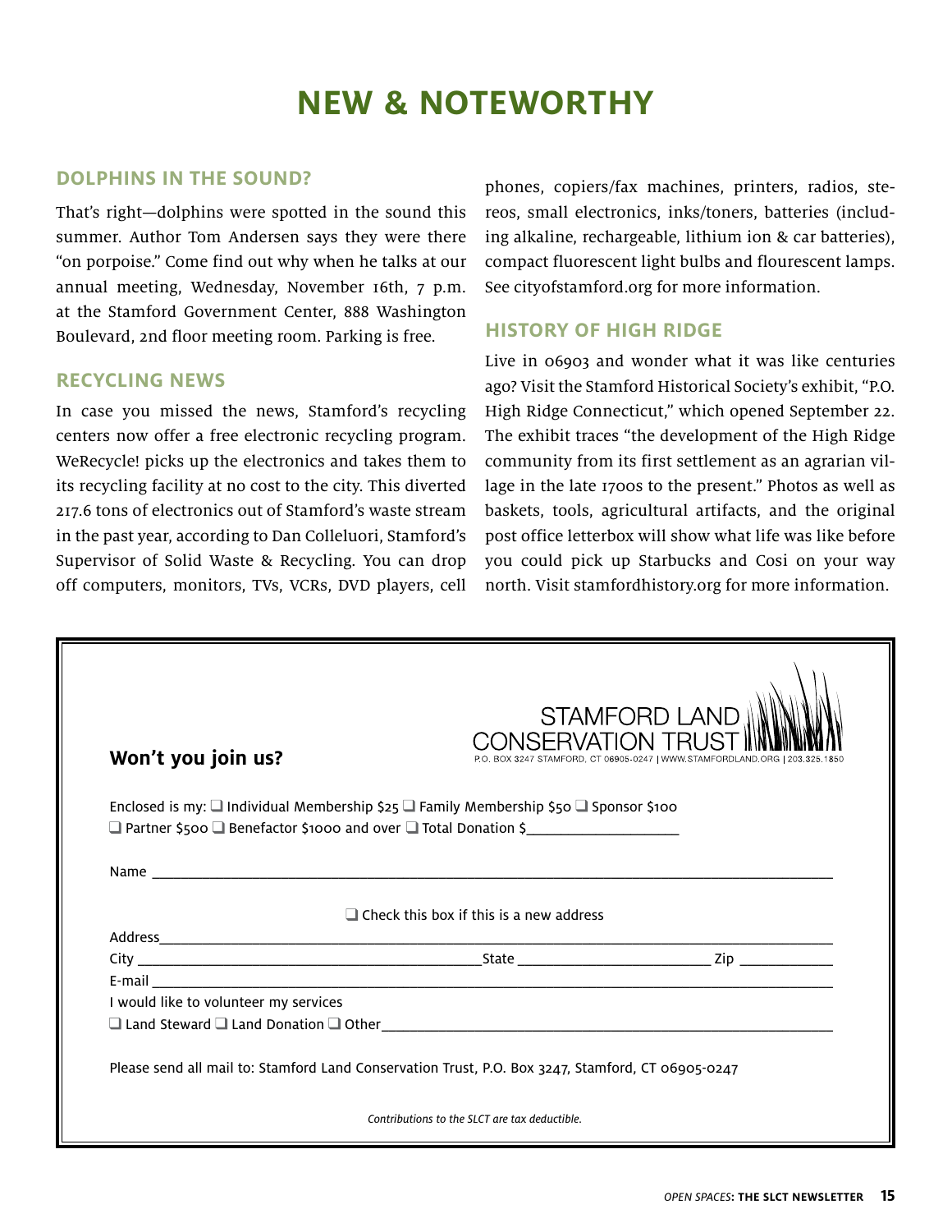# NEW & NOTEWORTHY

## DOLPHINS IN THE SOUND?

That's right—dolphins were spotted in the sound this summer. Author Tom Andersen says they were there "on porpoise." Come find out why when he talks at our annual meeting, Wednesday, November 16th, 7 p.m. at the Stamford Government Center, 888 Washington Boulevard, 2nd floor meeting room. Parking is free.

## RECYCLING NEWS

In case you missed the news, Stamford's recycling centers now offer a free electronic recycling program. WeRecycle! picks up the electronics and takes them to its recycling facility at no cost to the city. This diverted 217.6 tons of electronics out of Stamford's waste stream in the past year, according to Dan Colleluori, Stamford's Supervisor of Solid Waste & Recycling. You can drop off computers, monitors, TVs, VCRs, DVD players, cell phones, copiers/fax machines, printers, radios, stereos, small electronics, inks/toners, batteries (including alkaline, rechargeable, lithium ion & car batteries), compact fluorescent light bulbs and flourescent lamps. See cityofstamford.org for more information.

## HISTORY OF HIGH RIDGE

Live in 06903 and wonder what it was like centuries ago? Visit the Stamford Historical Society's exhibit, "P.O. High Ridge Connecticut," which opened September 22. The exhibit traces "the development of the High Ridge community from its first settlement as an agrarian village in the late 1700s to the present." Photos as well as baskets, tools, agricultural artifacts, and the original post office letterbox will show what life was like before you could pick up Starbucks and Cosi on your way north. Visit stamfordhistory.org for more information.

---

STAMFORD LAND CONSERVATION TRUST
P.O. BOX 3247 STAMFORD, CT 06905-0247 | WWW.STAMFORDLAND.ORG | 203.325.1850

**Won't you join us?**

Enclosed is my: ❑ Individual Membership $25 ❑ Family Membership $50 ❑ Sponsor $100
❑ Partner $500 ❑ Benefactor $1000 and over ❑ Total Donation $____________________

Name ________________________________________________________________

❑ Check this box if this is a new address

Address______________________________________________________________

City ______________________________State ____________________ Zip __________

E-mail _______________________________________________________________

I would like to volunteer my services

❑ Land Steward ❑ Land Donation ❑ Other______________________________________

Please send all mail to: Stamford Land Conservation Trust, P.O. Box 3247, Stamford, CT 06905-0247

*Contributions to the SLCT are tax deductible.*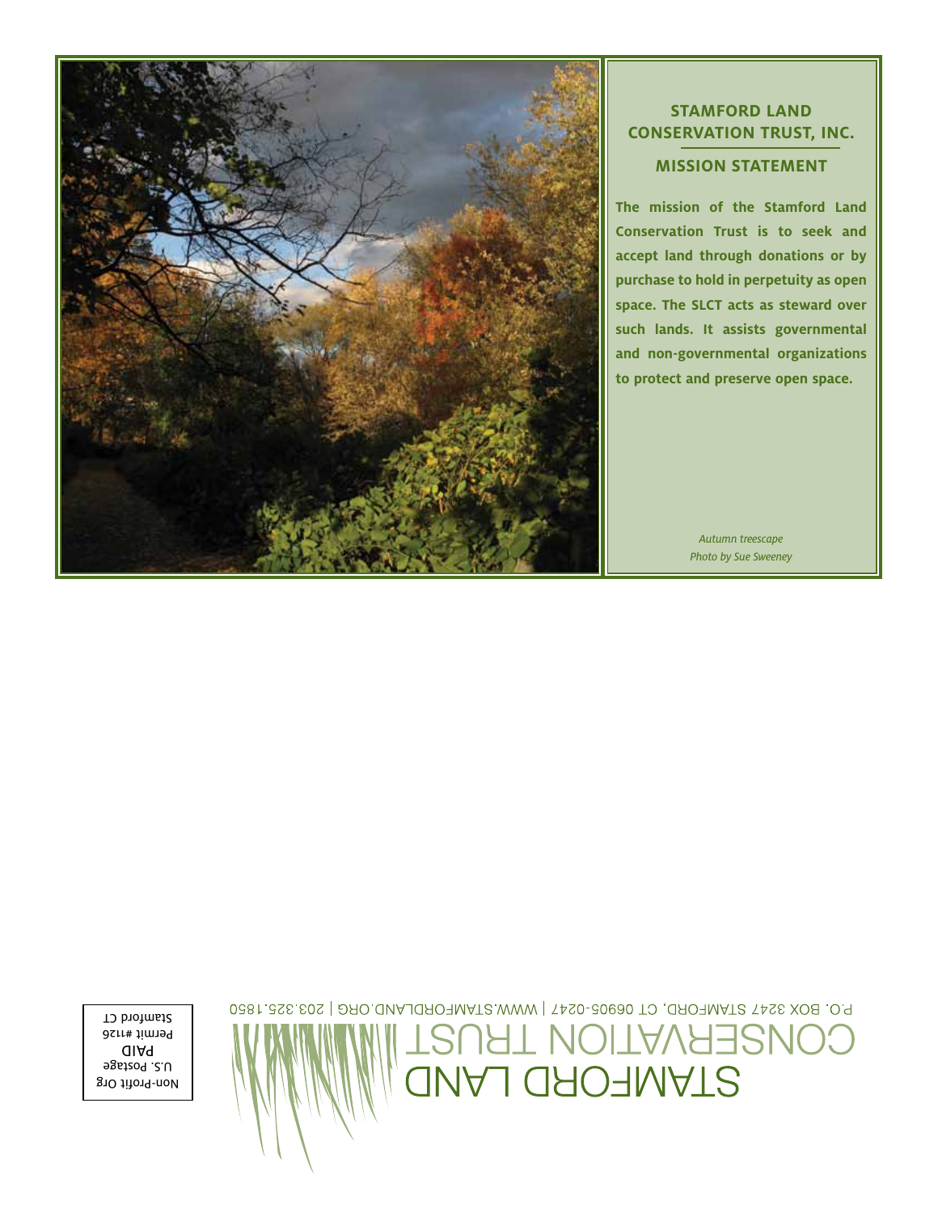## STAMFORD LAND CONSERVATION TRUST, INC.

## MISSION STATEMENT

**The mission of the Stamford Land Conservation Trust is to seek and accept land through donations or by purchase to hold in perpetuity as open space. The SLCT acts as steward over such lands. It assists governmental and non-governmental organizations to protect and preserve open space.**

*Autumn treescape*
*Photo by Sue Sweeney*

Non-Profit Org
U.S. Postage
PAID
Permit #1126
Stamford CT

STAMFORD LAND
CONSERVATION TRUST

P.O. BOX 3247 STAMFORD, CT 06905-0247 | WWW.STAMFORDLAND.ORG | 203.325.1850